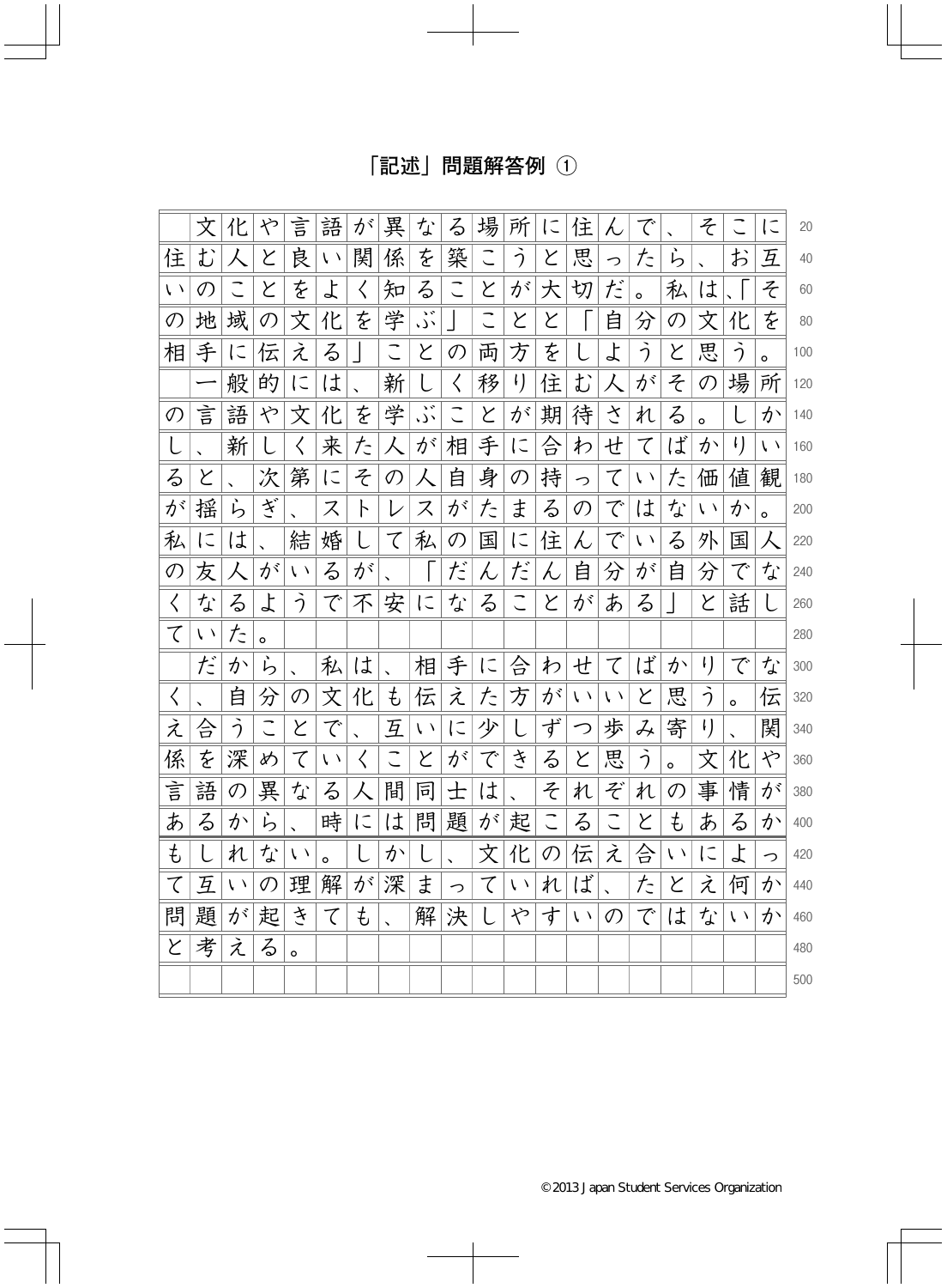# 「記述」問題解答例 ①

　文化や言語が異なる場所に住んで、そこに住む人と良い関係を築こうと思ったら、お互いのことをよく知ることが大切だ。私は、「その地域の文化を学ぶ」ことと「自分の文化を相手に伝える」ことの両方をしようと思う。

　一般的には、新しく移り住む人がその場所の言語や文化を学ぶことが期待される。しかし、新しく来た人が相手に合わせてばかりいると、次第にその人自身の持っていた価値観が揺らぎ、ストレスがたまるのではないか。私には、結婚して私の国に住んでいる外国人の友人がいるが、「だんだん自分が自分でなくなるようで不安になることがある」と話していた。

　だから、私は、相手に合わせてばかりでなく、自分の文化も伝えた方がいいと思う。伝え合うことで、互いに少しずつ歩み寄り、関係を深めていくことができると思う。文化や言語の異なる人間同士は、それぞれの事情があるから、時には問題が起こることもあるかもしれない。しかし、文化の伝え合いによって互いの理解が深まっていれば、たとえ何か問題が起きても、解決しやすいのではないかと考える。

©2013 Japan Student Services Organization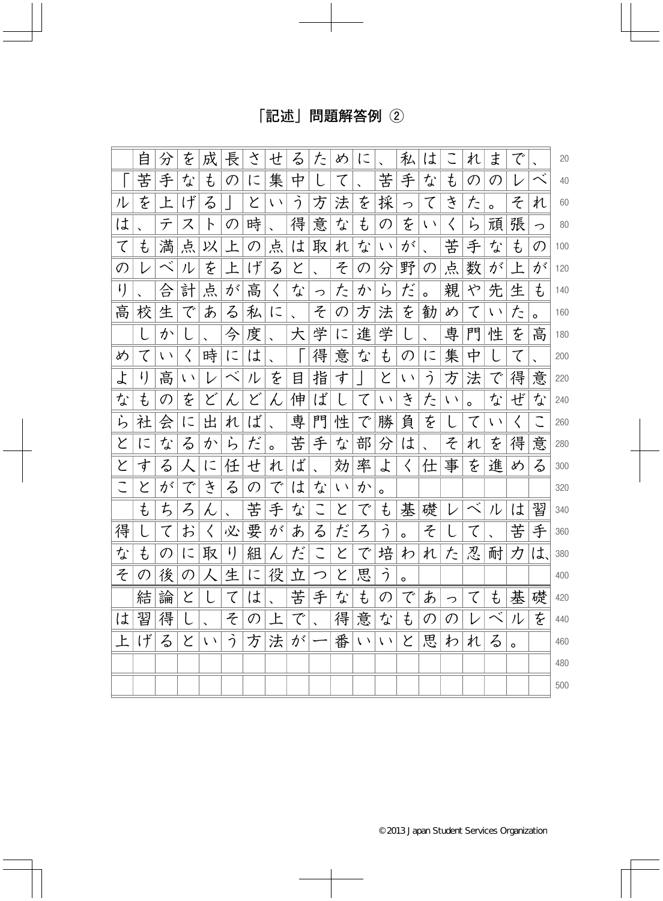## 「記述」問題解答例 ②

自分を成長させるために、私はこれまで、「苦手なものに集中して、苦手なもののレベルを上げる」という方法を採ってきた。それは、テストの時、得意なものをいくら頑張っても満点以上の点は取れないが、苦手なもののレベルを上げると、その分野の点数が上がり、合計点が高くなったからだ。親や先生も高校生である私に、その方法を勧めていた。

しかし、今度、大学に進学し、専門性を高めていく時には、「得意なものに集中して、より高いレベルを目指す」という方法で得意なものをどんどん伸ばしていきたい。なぜなら社会に出れば、専門性で勝負をしていくことになるからだ。苦手な部分は、それを得意とする人に任せれば、効率よく仕事を進めることができるのではないか。

もちろん、苦手なことでも基礎レベルは習得しておく必要があるだろう。そして、苦手なものに取り組んだことで培われた忍耐力は、その後の人生に役立つと思う。

結論としては、苦手なものであっても基礎は習得し、その上で、得意なもののレベルを上げるという方法が一番いいと思われる。

©2013 Japan Student Services Organization